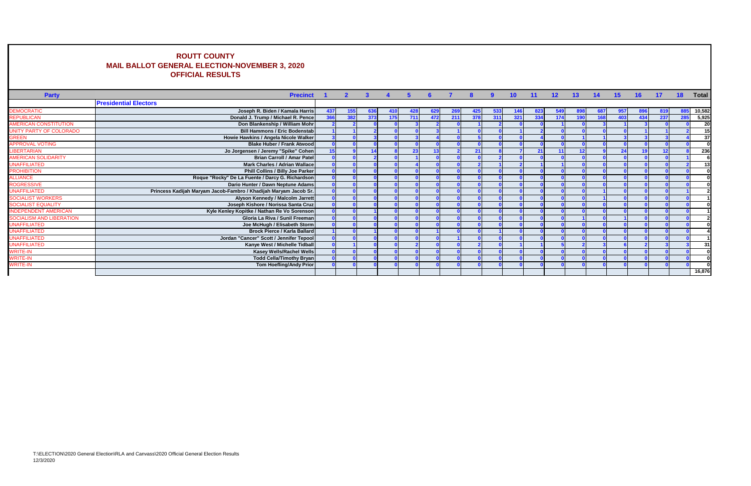# ROUTT COUNTY
## MAIL BALLOT GENERAL ELECTION-NOVEMBER 3, 2020
## OFFICIAL RESULTS

| Party | Precinct | 1 | 2 | 3 | 4 | 5 | 6 | 7 | 8 | 9 | 10 | 11 | 12 | 13 | 14 | 15 | 16 | 17 | 18 | Total |
|---|---|---|---|---|---|---|---|---|---|---|---|---|---|---|---|---|---|---|---|---|
| | **Presidential Electors** | | | | | | | | | | | | | | | | | | | |
| DEMOCRATIC | Joseph R. Biden / Kamala Harris | 437 | 155 | 636 | 410 | 428 | 629 | 269 | 425 | 533 | 146 | 823 | 549 | 898 | 687 | 957 | 896 | 819 | 885 | 10,582 |
| REPUBLICAN | Donald J. Trump / Michael R. Pence | 366 | 382 | 373 | 175 | 711 | 472 | 211 | 378 | 311 | 321 | 334 | 174 | 190 | 168 | 403 | 434 | 237 | 285 | 5,925 |
| AMERICAN CONSTITUTION | Don Blankenship / William Mohr | 2 | 2 | 0 | 0 | 3 | 2 | 0 | 1 | 2 | 0 | 0 | 1 | 0 | 3 | 1 | 3 | 0 | 0 | 20 |
| UNITY PARTY OF COLORADO | Bill Hammons / Eric Bodenstab | 1 | 1 | 2 | 0 | 0 | 3 | 1 | 0 | 0 | 1 | 2 | 0 | 0 | 0 | 0 | 1 | 1 | 2 | 15 |
| GREEN | Howie Hawkins / Angela Nicole Walker | 3 | 0 | 3 | 0 | 3 | 4 | 0 | 5 | 0 | 0 | 4 | 0 | 1 | 1 | 3 | 3 | 3 | 4 | 37 |
| APPROVAL VOTING | Blake Huber / Frank Atwood | 0 | 0 | 0 | 0 | 0 | 0 | 0 | 0 | 0 | 0 | 0 | 0 | 0 | 0 | 0 | 0 | 0 | 0 | 0 |
| LIBERTARIAN | Jo Jorgensen / Jeremy "Spike" Cohen | 15 | 9 | 14 | 8 | 23 | 13 | 2 | 21 | 8 | 7 | 21 | 11 | 12 | 9 | 24 | 19 | 12 | 8 | 236 |
| AMERICAN SOLIDARITY | Brian Carroll / Amar Patel | 0 | 0 | 2 | 0 | 1 | 0 | 0 | 0 | 2 | 0 | 0 | 0 | 0 | 0 | 0 | 0 | 0 | 1 | 6 |
| UNAFFILIATED | Mark Charles / Adrian Wallace | 0 | 0 | 0 | 0 | 4 | 0 | 0 | 2 | 1 | 2 | 1 | 1 | 0 | 0 | 0 | 0 | 0 | 2 | 13 |
| PROHIBITION | Phill Collins / Billy Joe Parker | 0 | 0 | 0 | 0 | 0 | 0 | 0 | 0 | 0 | 0 | 0 | 0 | 0 | 0 | 0 | 0 | 0 | 0 | 0 |
| ALLIANCE | Roque "Rocky" De La Fuente / Darcy G. Richardson | 0 | 0 | 0 | 0 | 0 | 0 | 0 | 0 | 0 | 0 | 0 | 0 | 0 | 0 | 0 | 0 | 0 | 0 | 0 |
| PROGRESSIVE | Dario Hunter / Dawn Neptune Adams | 0 | 0 | 0 | 0 | 0 | 0 | 0 | 0 | 0 | 0 | 0 | 0 | 0 | 0 | 0 | 0 | 0 | 0 | 0 |
| UNAFFILIATED | Princess Kadijah Maryam Jacob-Fambro / Khadijah Maryam Jacob Sr. | 0 | 0 | 0 | 0 | 0 | 0 | 0 | 0 | 0 | 0 | 0 | 0 | 0 | 1 | 0 | 0 | 0 | 1 | 2 |
| SOCIALIST WORKERS | Alyson Kennedy / Malcolm Jarrett | 0 | 0 | 0 | 0 | 0 | 0 | 0 | 0 | 0 | 0 | 0 | 0 | 0 | 1 | 0 | 0 | 0 | 0 | 1 |
| SOCIALIST EQUALITY | Joseph Kishore / Norissa Santa Cruz | 0 | 0 | 0 | 0 | 0 | 0 | 0 | 0 | 0 | 0 | 0 | 0 | 0 | 0 | 0 | 0 | 0 | 0 | 0 |
| INDEPENDENT AMERICAN | Kyle Kenley Kopitke / Nathan Re Vo Sorenson | 0 | 0 | 1 | 0 | 0 | 0 | 0 | 0 | 0 | 0 | 0 | 0 | 0 | 0 | 0 | 0 | 0 | 0 | 1 |
| SOCIALISM AND LIBERATION | Gloria La Riva / Sunil Freeman | 0 | 0 | 0 | 0 | 0 | 0 | 0 | 0 | 0 | 0 | 0 | 0 | 1 | 0 | 1 | 0 | 0 | 0 | 2 |
| UNAFFILIATED | Joe McHugh / Elisabeth Storm | 0 | 0 | 0 | 0 | 0 | 0 | 0 | 0 | 0 | 0 | 0 | 0 | 0 | 0 | 0 | 0 | 0 | 0 | 0 |
| UNAFFILIATED | Brock Pierce / Karla Ballard | 1 | 0 | 1 | 0 | 0 | 1 | 0 | 0 | 1 | 0 | 0 | 0 | 0 | 0 | 0 | 0 | 0 | 0 | 4 |
| UNAFFILIATED | Jordan "Cancer" Scott / Jennifer Tepool | 0 | 0 | 0 | 0 | 0 | 0 | 1 | 0 | 0 | 0 | 0 | 0 | 0 | 0 | 0 | 0 | 0 | 0 | 1 |
| UNAFFILIATED | Kanye West / Michelle Tidball | 0 | 1 | 0 | 0 | 2 | 0 | 0 | 2 | 0 | 1 | 1 | 5 | 2 | 3 | 6 | 2 | 3 | 3 | 31 |
| WRITE-IN | Kasey Wells/Rachel Wells | 0 | 0 | 0 | 0 | 0 | 0 | 0 | 0 | 0 | 0 | 0 | 0 | 0 | 0 | 0 | 0 | 0 | 0 | 0 |
| WRITE-IN | Todd Cella/Timothy Bryan | 0 | 0 | 0 | 0 | 0 | 0 | 0 | 0 | 0 | 0 | 0 | 0 | 0 | 0 | 0 | 0 | 0 | 0 | 0 |
| WRITE-IN | Tom Hoefling/Andy Prior | 0 | 0 | 0 | 0 | 0 | 0 | 0 | 0 | 0 | 0 | 0 | 0 | 0 | 0 | 0 | 0 | 0 | 0 | 0 |
| | | | | | | | | | | | | | | | | | | | | 16,876 |

T:\ELECTION\2020 General Election\RLA and Canvass\2020 Official General Election Results
12/3/2020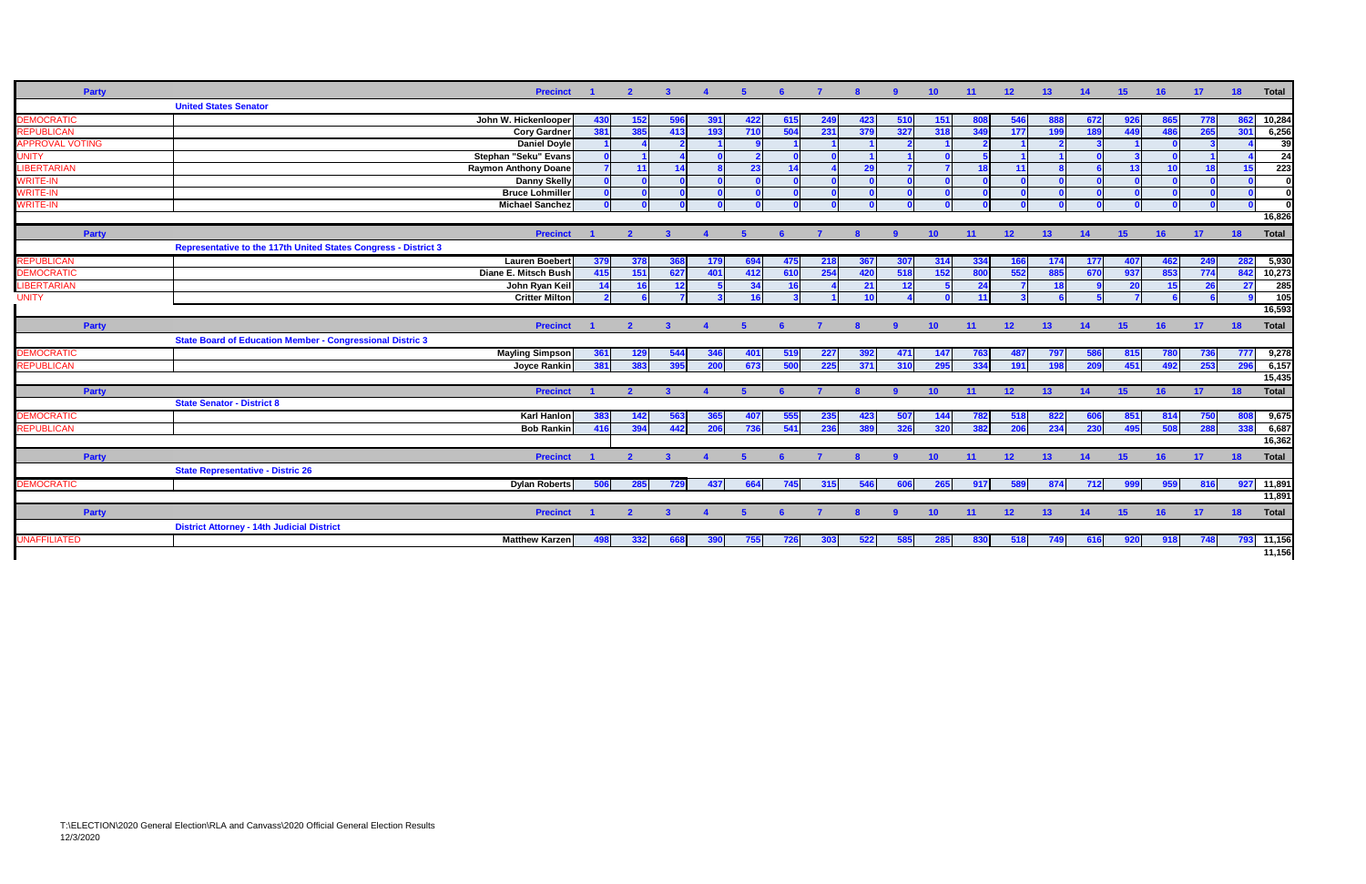| Party | Precinct | 1 | 2 | 3 | 4 | 5 | 6 | 7 | 8 | 9 | 10 | 11 | 12 | 13 | 14 | 15 | 16 | 17 | 18 | Total |
|---|---|---|---|---|---|---|---|---|---|---|---|---|---|---|---|---|---|---|---|---|
| | **United States Senator** | | | | | | | | | | | | | | | | | | | |
| DEMOCRATIC | John W. Hickenlooper | 430 | 152 | 596 | 391 | 422 | 615 | 249 | 423 | 510 | 151 | 808 | 546 | 888 | 672 | 926 | 865 | 778 | 862 | 10,284 |
| REPUBLICAN | Cory Gardner | 381 | 385 | 413 | 193 | 710 | 504 | 231 | 379 | 327 | 318 | 349 | 177 | 199 | 189 | 449 | 486 | 265 | 301 | 6,256 |
| APPROVAL VOTING | Daniel Doyle | 1 | 4 | 2 | 1 | 9 | 1 | 1 | 1 | 2 | 1 | 2 | 1 | 2 | 3 | 1 | 0 | 3 | 4 | 39 |
| UNITY | Stephan "Seku" Evans | 0 | 1 | 4 | 0 | 2 | 0 | 0 | 1 | 1 | 0 | 5 | 1 | 1 | 0 | 3 | 0 | 1 | 4 | 24 |
| LIBERTARIAN | Raymon Anthony Doane | 7 | 11 | 14 | 8 | 23 | 14 | 4 | 29 | 7 | 7 | 18 | 11 | 8 | 6 | 13 | 10 | 18 | 15 | 223 |
| WRITE-IN | Danny Skelly | 0 | 0 | 0 | 0 | 0 | 0 | 0 | 0 | 0 | 0 | 0 | 0 | 0 | 0 | 0 | 0 | 0 | 0 | 0 |
| WRITE-IN | Bruce Lohmiller | 0 | 0 | 0 | 0 | 0 | 0 | 0 | 0 | 0 | 0 | 0 | 0 | 0 | 0 | 0 | 0 | 0 | 0 | 0 |
| WRITE-IN | Michael Sanchez | 0 | 0 | 0 | 0 | 0 | 0 | 0 | 0 | 0 | 0 | 0 | 0 | 0 | 0 | 0 | 0 | 0 | 0 | 0 |
| | | | | | | | | | | | | | | | | | | | | 16,826 |
| **Party** | **Precinct** | **1** | **2** | **3** | **4** | **5** | **6** | **7** | **8** | **9** | **10** | **11** | **12** | **13** | **14** | **15** | **16** | **17** | **18** | **Total** |
| | **Representative to the 117th United States Congress - District 3** | | | | | | | | | | | | | | | | | | | |
| REPUBLICAN | Lauren Boebert | 379 | 378 | 368 | 179 | 694 | 475 | 218 | 367 | 307 | 314 | 334 | 166 | 174 | 177 | 407 | 462 | 249 | 282 | 5,930 |
| DEMOCRATIC | Diane E. Mitsch Bush | 415 | 151 | 627 | 401 | 412 | 610 | 254 | 420 | 518 | 152 | 800 | 552 | 885 | 670 | 937 | 853 | 774 | 842 | 10,273 |
| LIBERTARIAN | John Ryan Keil | 14 | 16 | 12 | 5 | 34 | 16 | 4 | 21 | 12 | 5 | 24 | 7 | 18 | 9 | 20 | 15 | 26 | 27 | 285 |
| UNITY | Critter Milton | 2 | 6 | 7 | 3 | 16 | 3 | 1 | 10 | 4 | 0 | 11 | 3 | 6 | 5 | 7 | 6 | 6 | 9 | 105 |
| | | | | | | | | | | | | | | | | | | | | 16,593 |
| **Party** | **Precinct** | **1** | **2** | **3** | **4** | **5** | **6** | **7** | **8** | **9** | **10** | **11** | **12** | **13** | **14** | **15** | **16** | **17** | **18** | **Total** |
| | **State Board of Education Member - Congressional Distric 3** | | | | | | | | | | | | | | | | | | | |
| DEMOCRATIC | Mayling Simpson | 361 | 129 | 544 | 346 | 401 | 519 | 227 | 392 | 471 | 147 | 763 | 487 | 797 | 586 | 815 | 780 | 736 | 777 | 9,278 |
| REPUBLICAN | Joyce Rankin | 381 | 383 | 395 | 200 | 673 | 500 | 225 | 371 | 310 | 295 | 334 | 191 | 198 | 209 | 451 | 492 | 253 | 296 | 6,157 |
| | | | | | | | | | | | | | | | | | | | | 15,435 |
| **Party** | **Precinct** | **1** | **2** | **3** | **4** | **5** | **6** | **7** | **8** | **9** | **10** | **11** | **12** | **13** | **14** | **15** | **16** | **17** | **18** | **Total** |
| | **State Senator - District 8** | | | | | | | | | | | | | | | | | | | |
| DEMOCRATIC | Karl Hanlon | 383 | 142 | 563 | 365 | 407 | 555 | 235 | 423 | 507 | 144 | 782 | 518 | 822 | 606 | 851 | 814 | 750 | 808 | 9,675 |
| REPUBLICAN | Bob Rankin | 416 | 394 | 442 | 206 | 736 | 541 | 236 | 389 | 326 | 320 | 382 | 206 | 234 | 230 | 495 | 508 | 288 | 338 | 6,687 |
| | | | | | | | | | | | | | | | | | | | | 16,362 |
| **Party** | **Precinct** | **1** | **2** | **3** | **4** | **5** | **6** | **7** | **8** | **9** | **10** | **11** | **12** | **13** | **14** | **15** | **16** | **17** | **18** | **Total** |
| | **State Representative - Distric 26** | | | | | | | | | | | | | | | | | | | |
| DEMOCRATIC | Dylan Roberts | 506 | 285 | 729 | 437 | 664 | 745 | 315 | 546 | 606 | 265 | 917 | 589 | 874 | 712 | 999 | 959 | 816 | 927 | 11,891 |
| | | | | | | | | | | | | | | | | | | | | 11,891 |
| **Party** | **Precinct** | **1** | **2** | **3** | **4** | **5** | **6** | **7** | **8** | **9** | **10** | **11** | **12** | **13** | **14** | **15** | **16** | **17** | **18** | **Total** |
| | **District Attorney - 14th Judicial District** | | | | | | | | | | | | | | | | | | | |
| UNAFFILIATED | Matthew Karzen | 498 | 332 | 668 | 390 | 755 | 726 | 303 | 522 | 585 | 285 | 830 | 518 | 749 | 616 | 920 | 918 | 748 | 793 | 11,156 |
| | | | | | | | | | | | | | | | | | | | | 11,156 |

T:\ELECTION\2020 General Election\RLA and Canvass\2020 Official General Election Results
12/3/2020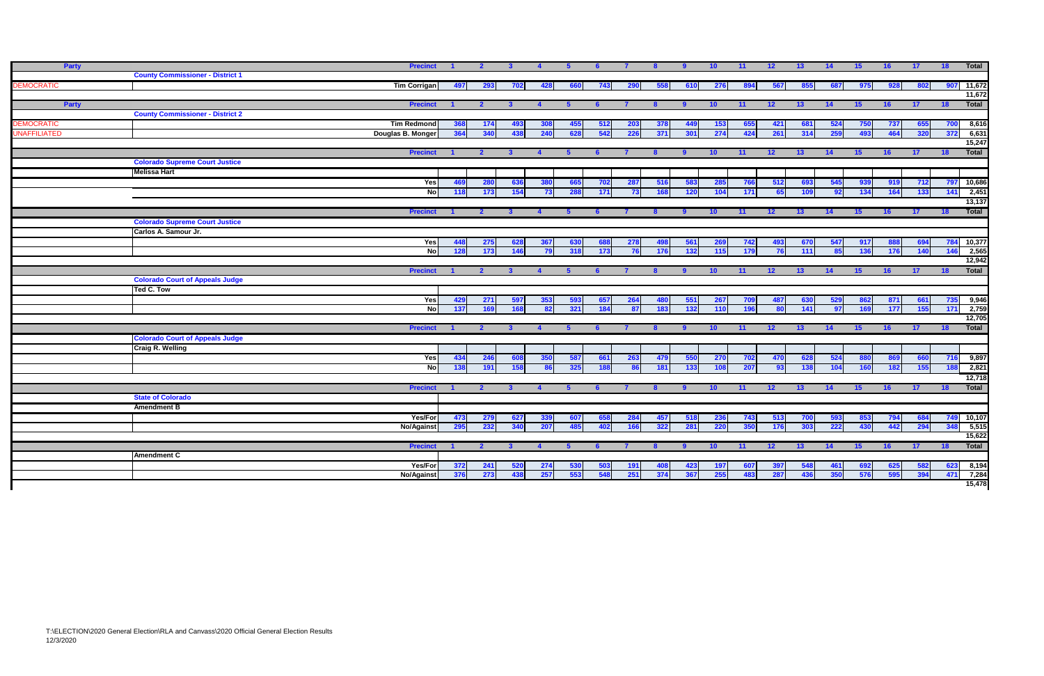| Party | | Precinct | 1 | 2 | 3 | 4 | 5 | 6 | 7 | 8 | 9 | 10 | 11 | 12 | 13 | 14 | 15 | 16 | 17 | 18 | Total |
|---|---|---|---|---|---|---|---|---|---|---|---|---|---|---|---|---|---|---|---|---|---|
| | County Commissioner - District 1 | | | | | | | | | | | | | | | | | | | | |
| DEMOCRATIC | | Tim Corrigan | 497 | 293 | 702 | 428 | 660 | 743 | 290 | 558 | 610 | 276 | 894 | 567 | 855 | 687 | 975 | 928 | 802 | 907 | 11,672 |
| | | | | | | | | | | | | | | | | | | | | | 11,672 |
| Party | | Precinct | 1 | 2 | 3 | 4 | 5 | 6 | 7 | 8 | 9 | 10 | 11 | 12 | 13 | 14 | 15 | 16 | 17 | 18 | Total |
| | County Commissioner - District 2 | | | | | | | | | | | | | | | | | | | | |
| DEMOCRATIC | | Tim Redmond | 368 | 174 | 493 | 308 | 455 | 512 | 203 | 378 | 449 | 153 | 655 | 421 | 681 | 524 | 750 | 737 | 655 | 700 | 8,616 |
| UNAFFILIATED | | Douglas B. Monger | 364 | 340 | 438 | 240 | 628 | 542 | 226 | 371 | 301 | 274 | 424 | 261 | 314 | 259 | 493 | 464 | 320 | 372 | 6,631 |
| | | | | | | | | | | | | | | | | | | | | | 15,247 |
| | | Precinct | 1 | 2 | 3 | 4 | 5 | 6 | 7 | 8 | 9 | 10 | 11 | 12 | 13 | 14 | 15 | 16 | 17 | 18 | Total |
| | Colorado Supreme Court Justice | | | | | | | | | | | | | | | | | | | | |
| | Melissa Hart | | | | | | | | | | | | | | | | | | | | |
| | | Yes | 469 | 280 | 636 | 380 | 665 | 702 | 287 | 516 | 583 | 285 | 766 | 512 | 693 | 545 | 939 | 919 | 712 | 797 | 10,686 |
| | | No | 118 | 173 | 154 | 73 | 288 | 171 | 73 | 168 | 120 | 104 | 171 | 65 | 109 | 92 | 134 | 164 | 133 | 141 | 2,451 |
| | | | | | | | | | | | | | | | | | | | | | 13,137 |
| | | Precinct | 1 | 2 | 3 | 4 | 5 | 6 | 7 | 8 | 9 | 10 | 11 | 12 | 13 | 14 | 15 | 16 | 17 | 18 | Total |
| | Colorado Supreme Court Justice | | | | | | | | | | | | | | | | | | | | |
| | Carlos A. Samour Jr. | | | | | | | | | | | | | | | | | | | | |
| | | Yes | 448 | 275 | 628 | 367 | 630 | 688 | 278 | 498 | 561 | 269 | 742 | 493 | 670 | 547 | 917 | 888 | 694 | 784 | 10,377 |
| | | No | 128 | 173 | 146 | 79 | 318 | 173 | 76 | 176 | 132 | 115 | 179 | 76 | 111 | 85 | 136 | 176 | 140 | 146 | 2,565 |
| | | | | | | | | | | | | | | | | | | | | | 12,942 |
| | | Precinct | 1 | 2 | 3 | 4 | 5 | 6 | 7 | 8 | 9 | 10 | 11 | 12 | 13 | 14 | 15 | 16 | 17 | 18 | Total |
| | Colorado Court of Appeals Judge | | | | | | | | | | | | | | | | | | | | |
| | Ted C. Tow | | | | | | | | | | | | | | | | | | | | |
| | | Yes | 429 | 271 | 597 | 353 | 593 | 657 | 264 | 480 | 551 | 267 | 709 | 487 | 630 | 529 | 862 | 871 | 661 | 735 | 9,946 |
| | | No | 137 | 169 | 168 | 82 | 321 | 184 | 87 | 183 | 132 | 110 | 196 | 80 | 141 | 97 | 169 | 177 | 155 | 171 | 2,759 |
| | | | | | | | | | | | | | | | | | | | | | 12,705 |
| | | Precinct | 1 | 2 | 3 | 4 | 5 | 6 | 7 | 8 | 9 | 10 | 11 | 12 | 13 | 14 | 15 | 16 | 17 | 18 | Total |
| | Colorado Court of Appeals Judge | | | | | | | | | | | | | | | | | | | | |
| | Craig R. Welling | | | | | | | | | | | | | | | | | | | | |
| | | Yes | 434 | 246 | 608 | 350 | 587 | 661 | 263 | 479 | 550 | 270 | 702 | 470 | 628 | 524 | 880 | 869 | 660 | 716 | 9,897 |
| | | No | 138 | 191 | 158 | 86 | 325 | 188 | 86 | 181 | 133 | 108 | 207 | 93 | 138 | 104 | 160 | 182 | 155 | 188 | 2,821 |
| | | | | | | | | | | | | | | | | | | | | | 12,718 |
| | | Precinct | 1 | 2 | 3 | 4 | 5 | 6 | 7 | 8 | 9 | 10 | 11 | 12 | 13 | 14 | 15 | 16 | 17 | 18 | Total |
| | State of Colorado | | | | | | | | | | | | | | | | | | | | |
| | Amendment B | | | | | | | | | | | | | | | | | | | | |
| | | Yes/For | 473 | 279 | 627 | 339 | 607 | 658 | 284 | 457 | 518 | 236 | 743 | 513 | 700 | 593 | 853 | 794 | 684 | 749 | 10,107 |
| | | No/Against | 295 | 232 | 340 | 207 | 485 | 402 | 166 | 322 | 281 | 220 | 350 | 176 | 303 | 222 | 430 | 442 | 294 | 348 | 5,515 |
| | | | | | | | | | | | | | | | | | | | | | 15,622 |
| | | Precinct | 1 | 2 | 3 | 4 | 5 | 6 | 7 | 8 | 9 | 10 | 11 | 12 | 13 | 14 | 15 | 16 | 17 | 18 | Total |
| | Amendment C | | | | | | | | | | | | | | | | | | | | |
| | | Yes/For | 372 | 241 | 520 | 274 | 530 | 503 | 191 | 408 | 423 | 197 | 607 | 397 | 548 | 461 | 692 | 625 | 582 | 623 | 8,194 |
| | | No/Against | 376 | 273 | 438 | 257 | 553 | 548 | 251 | 374 | 367 | 255 | 483 | 287 | 436 | 350 | 576 | 595 | 394 | 471 | 7,284 |
| | | | | | | | | | | | | | | | | | | | | | 15,478 |

T:\ELECTION\2020 General Election\RLA and Canvass\2020 Official General Election Results
12/3/2020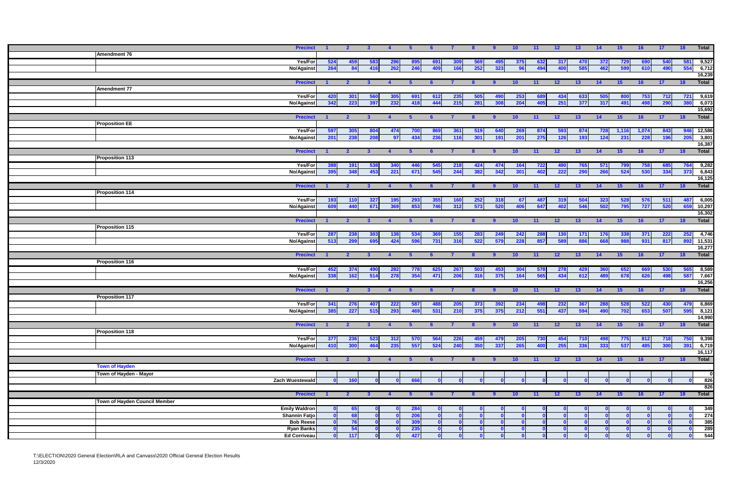| | Precinct | 1 | 2 | 3 | 4 | 5 | 6 | 7 | 8 | 9 | 10 | 11 | 12 | 13 | 14 | 15 | 16 | 17 | 18 | Total |
|---|---|---|---|---|---|---|---|---|---|---|---|---|---|---|---|---|---|---|---|---|
| **Amendment 76** | | | | | | | | | | | | | | | | | | | | |
| | Yes/For | 524 | 459 | 583 | 296 | 895 | 691 | 309 | 569 | 495 | 375 | 632 | 317 | 470 | 372 | 729 | 690 | 540 | 581 | 9,527 |
| | No/Against | 264 | 84 | 416 | 262 | 246 | 409 | 166 | 252 | 323 | 96 | 494 | 400 | 585 | 462 | 599 | 610 | 490 | 554 | 6,712 |
| | | | | | | | | | | | | | | | | | | | | 16,239 |
| | Precinct | 1 | 2 | 3 | 4 | 5 | 6 | 7 | 8 | 9 | 10 | 11 | 12 | 13 | 14 | 15 | 16 | 17 | 18 | Total |
| **Amendment 77** | | | | | | | | | | | | | | | | | | | | |
| | Yes/For | 420 | 301 | 560 | 305 | 691 | 612 | 235 | 505 | 490 | 253 | 689 | 434 | 633 | 505 | 800 | 753 | 712 | 721 | 9,619 |
| | No/Against | 342 | 223 | 397 | 232 | 418 | 444 | 215 | 281 | 308 | 204 | 405 | 251 | 377 | 317 | 491 | 498 | 290 | 380 | 6,073 |
| | | | | | | | | | | | | | | | | | | | | 15,692 |
| | Precinct | 1 | 2 | 3 | 4 | 5 | 6 | 7 | 8 | 9 | 10 | 11 | 12 | 13 | 14 | 15 | 16 | 17 | 18 | Total |
| **Proposition EE** | | | | | | | | | | | | | | | | | | | | |
| | Yes/For | 597 | 305 | 804 | 474 | 700 | 869 | 361 | 519 | 640 | 269 | 874 | 593 | 874 | 728 | 1,116 | 1,074 | 843 | 946 | 12,586 |
| | No/Against | 201 | 238 | 208 | 97 | 434 | 236 | 116 | 301 | 191 | 201 | 275 | 126 | 193 | 124 | 231 | 228 | 196 | 205 | 3,801 |
| | | | | | | | | | | | | | | | | | | | | 16,387 |
| | Precinct | 1 | 2 | 3 | 4 | 5 | 6 | 7 | 8 | 9 | 10 | 11 | 12 | 13 | 14 | 15 | 16 | 17 | 18 | Total |
| **Proposition 113** | | | | | | | | | | | | | | | | | | | | |
| | Yes/For | 388 | 191 | 538 | 340 | 446 | 545 | 218 | 424 | 474 | 164 | 722 | 490 | 765 | 571 | 799 | 758 | 685 | 764 | 9,282 |
| | No/Against | 395 | 348 | 453 | 221 | 671 | 545 | 244 | 382 | 342 | 301 | 402 | 222 | 290 | 266 | 524 | 530 | 334 | 373 | 6,843 |
| | | | | | | | | | | | | | | | | | | | | 16,125 |
| | Precinct | 1 | 2 | 3 | 4 | 5 | 6 | 7 | 8 | 9 | 10 | 11 | 12 | 13 | 14 | 15 | 16 | 17 | 18 | Total |
| **Proposition 114** | | | | | | | | | | | | | | | | | | | | |
| | Yes/For | 193 | 110 | 327 | 195 | 293 | 355 | 160 | 252 | 318 | 67 | 487 | 319 | 504 | 323 | 528 | 576 | 511 | 487 | 6,005 |
| | No/Against | 609 | 440 | 671 | 369 | 853 | 746 | 312 | 573 | 520 | 406 | 647 | 402 | 546 | 502 | 795 | 727 | 520 | 659 | 10,297 |
| | | | | | | | | | | | | | | | | | | | | 16,302 |
| | Precinct | 1 | 2 | 3 | 4 | 5 | 6 | 7 | 8 | 9 | 10 | 11 | 12 | 13 | 14 | 15 | 16 | 17 | 18 | Total |
| **Proposition 115** | | | | | | | | | | | | | | | | | | | | |
| | Yes/For | 287 | 238 | 303 | 138 | 534 | 369 | 155 | 283 | 249 | 242 | 288 | 130 | 171 | 176 | 338 | 371 | 222 | 252 | 4,746 |
| | No/Against | 513 | 299 | 695 | 424 | 596 | 731 | 316 | 522 | 579 | 228 | 857 | 589 | 886 | 668 | 988 | 931 | 817 | 892 | 11,531 |
| | | | | | | | | | | | | | | | | | | | | 16,277 |
| | Precinct | 1 | 2 | 3 | 4 | 5 | 6 | 7 | 8 | 9 | 10 | 11 | 12 | 13 | 14 | 15 | 16 | 17 | 18 | Total |
| **Proposition 116** | | | | | | | | | | | | | | | | | | | | |
| | Yes/For | 452 | 374 | 490 | 282 | 778 | 625 | 267 | 503 | 453 | 304 | 578 | 278 | 429 | 360 | 652 | 669 | 530 | 565 | 8,589 |
| | No/Against | 338 | 162 | 514 | 278 | 354 | 471 | 206 | 316 | 375 | 164 | 565 | 434 | 612 | 489 | 678 | 626 | 498 | 587 | 7,667 |
| | | | | | | | | | | | | | | | | | | | | 16,256 |
| | Precinct | 1 | 2 | 3 | 4 | 5 | 6 | 7 | 8 | 9 | 10 | 11 | 12 | 13 | 14 | 15 | 16 | 17 | 18 | Total |
| **Proposition 117** | | | | | | | | | | | | | | | | | | | | |
| | Yes/For | 341 | 276 | 407 | 222 | 587 | 488 | 205 | 373 | 392 | 234 | 498 | 232 | 367 | 288 | 528 | 522 | 430 | 479 | 6,869 |
| | No/Against | 385 | 227 | 515 | 293 | 469 | 531 | 210 | 375 | 375 | 212 | 551 | 437 | 594 | 490 | 702 | 653 | 507 | 595 | 8,121 |
| | | | | | | | | | | | | | | | | | | | | 14,990 |
| | Precinct | 1 | 2 | 3 | 4 | 5 | 6 | 7 | 8 | 9 | 10 | 11 | 12 | 13 | 14 | 15 | 16 | 17 | 18 | Total |
| **Proposition 118** | | | | | | | | | | | | | | | | | | | | |
| | Yes/For | 377 | 236 | 523 | 312 | 570 | 564 | 226 | 459 | 479 | 205 | 730 | 454 | 710 | 498 | 775 | 812 | 718 | 750 | 9,398 |
| | No/Against | 410 | 300 | 464 | 235 | 557 | 524 | 240 | 350 | 337 | 265 | 400 | 255 | 336 | 333 | 537 | 485 | 300 | 391 | 6,719 |
| | | | | | | | | | | | | | | | | | | | | 16,117 |
| | Precinct | 1 | 2 | 3 | 4 | 5 | 6 | 7 | 8 | 9 | 10 | 11 | 12 | 13 | 14 | 15 | 16 | 17 | 18 | Total |
| **Town of Hayden** | | | | | | | | | | | | | | | | | | | | |
| **Town of Hayden - Mayor** | | | | | | | | | | | | | | | | | | | | 0 |
| | Zach Wuestewald | 0 | 160 | 0 | 0 | 666 | 0 | 0 | 0 | 0 | 0 | 0 | 0 | 0 | 0 | 0 | 0 | 0 | 0 | 826 |
| | | | | | | | | | | | | | | | | | | | | 826 |
| | Precinct | 1 | 2 | 3 | 4 | 5 | 6 | 7 | 8 | 9 | 10 | 11 | 12 | 13 | 14 | 15 | 16 | 17 | 18 | Total |
| **Town of Hayden Council Member** | | | | | | | | | | | | | | | | | | | | |
| | Emily Waldron | 0 | 65 | 0 | 0 | 284 | 0 | 0 | 0 | 0 | 0 | 0 | 0 | 0 | 0 | 0 | 0 | 0 | 0 | 349 |
| | Shannin Fatjo | 0 | 68 | 0 | 0 | 206 | 0 | 0 | 0 | 0 | 0 | 0 | 0 | 0 | 0 | 0 | 0 | 0 | 0 | 274 |
| | Bob Reese | 0 | 76 | 0 | 0 | 309 | 0 | 0 | 0 | 0 | 0 | 0 | 0 | 0 | 0 | 0 | 0 | 0 | 0 | 385 |
| | Ryan Banks | 0 | 54 | 0 | 0 | 235 | 0 | 0 | 0 | 0 | 0 | 0 | 0 | 0 | 0 | 0 | 0 | 0 | 0 | 289 |
| | Ed Corriveau | 0 | 117 | 0 | 0 | 427 | 0 | 0 | 0 | 0 | 0 | 0 | 0 | 0 | 0 | 0 | 0 | 0 | 0 | 544 |

T:\ELECTION\2020 General Election\RLA and Canvass\2020 Official General Election Results
12/3/2020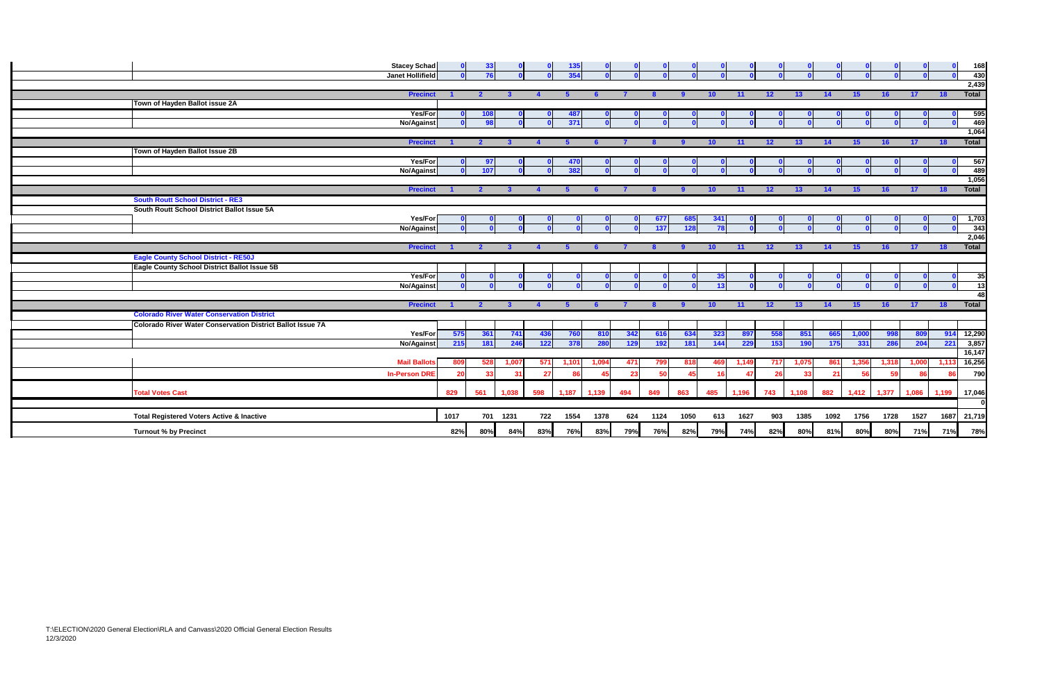| | 1 | 2 | 3 | 4 | 5 | 6 | 7 | 8 | 9 | 10 | 11 | 12 | 13 | 14 | 15 | 16 | 17 | 18 | Total |
|---|---|---|---|---|---|---|---|---|---|---|---|---|---|---|---|---|---|---|---|
| Stacey Schad | 0 | 33 | 0 | 0 | 135 | 0 | 0 | 0 | 0 | 0 | 0 | 0 | 0 | 0 | 0 | 0 | 0 | 0 | 168 |
| Janet Hollifield | 0 | 76 | 0 | 0 | 354 | 0 | 0 | 0 | 0 | 0 | 0 | 0 | 0 | 0 | 0 | 0 | 0 | 0 | 430 |
| | | | | | | | | | | | | | | | | | | | 2,439 |
| **Precinct** | **1** | **2** | **3** | **4** | **5** | **6** | **7** | **8** | **9** | **10** | **11** | **12** | **13** | **14** | **15** | **16** | **17** | **18** | **Total** |
| **Town of Hayden Ballot issue 2A** | | | | | | | | | | | | | | | | | | | |
| Yes/For | 0 | 108 | 0 | 0 | 487 | 0 | 0 | 0 | 0 | 0 | 0 | 0 | 0 | 0 | 0 | 0 | 0 | 0 | 595 |
| No/Against | 0 | 98 | 0 | 0 | 371 | 0 | 0 | 0 | 0 | 0 | 0 | 0 | 0 | 0 | 0 | 0 | 0 | 0 | 469 |
| | | | | | | | | | | | | | | | | | | | 1,064 |
| **Precinct** | **1** | **2** | **3** | **4** | **5** | **6** | **7** | **8** | **9** | **10** | **11** | **12** | **13** | **14** | **15** | **16** | **17** | **18** | **Total** |
| **Town of Hayden Ballot Issue 2B** | | | | | | | | | | | | | | | | | | | |
| Yes/For | 0 | 97 | 0 | 0 | 470 | 0 | 0 | 0 | 0 | 0 | 0 | 0 | 0 | 0 | 0 | 0 | 0 | 0 | 567 |
| No/Against | 0 | 107 | 0 | 0 | 382 | 0 | 0 | 0 | 0 | 0 | 0 | 0 | 0 | 0 | 0 | 0 | 0 | 0 | 489 |
| | | | | | | | | | | | | | | | | | | | 1,056 |
| **Precinct** | **1** | **2** | **3** | **4** | **5** | **6** | **7** | **8** | **9** | **10** | **11** | **12** | **13** | **14** | **15** | **16** | **17** | **18** | **Total** |
| **South Routt School District - RE3** | | | | | | | | | | | | | | | | | | | |
| **South Routt School District Ballot Issue 5A** | | | | | | | | | | | | | | | | | | | |
| Yes/For | 0 | 0 | 0 | 0 | 0 | 0 | 0 | 677 | 685 | 341 | 0 | 0 | 0 | 0 | 0 | 0 | 0 | 0 | 1,703 |
| No/Against | 0 | 0 | 0 | 0 | 0 | 0 | 0 | 137 | 128 | 78 | 0 | 0 | 0 | 0 | 0 | 0 | 0 | 0 | 343 |
| | | | | | | | | | | | | | | | | | | | 2,046 |
| **Precinct** | **1** | **2** | **3** | **4** | **5** | **6** | **7** | **8** | **9** | **10** | **11** | **12** | **13** | **14** | **15** | **16** | **17** | **18** | **Total** |
| **Eagle County School District - RE50J** | | | | | | | | | | | | | | | | | | | |
| **Eagle County School District Ballot Issue 5B** | | | | | | | | | | | | | | | | | | | |
| Yes/For | 0 | 0 | 0 | 0 | 0 | 0 | 0 | 0 | 0 | 35 | 0 | 0 | 0 | 0 | 0 | 0 | 0 | 0 | 35 |
| No/Against | 0 | 0 | 0 | 0 | 0 | 0 | 0 | 0 | 0 | 13 | 0 | 0 | 0 | 0 | 0 | 0 | 0 | 0 | 13 |
| | | | | | | | | | | | | | | | | | | | 48 |
| **Precinct** | **1** | **2** | **3** | **4** | **5** | **6** | **7** | **8** | **9** | **10** | **11** | **12** | **13** | **14** | **15** | **16** | **17** | **18** | **Total** |
| **Colorado River Water Conservation District** | | | | | | | | | | | | | | | | | | | |
| **Colorado River Water Conservation District Ballot Issue 7A** | | | | | | | | | | | | | | | | | | | |
| Yes/For | 575 | 361 | 741 | 436 | 760 | 810 | 342 | 616 | 634 | 323 | 897 | 558 | 851 | 665 | 1,000 | 998 | 809 | 914 | 12,290 |
| No/Against | 215 | 181 | 246 | 122 | 378 | 280 | 129 | 192 | 181 | 144 | 229 | 153 | 190 | 175 | 331 | 286 | 204 | 221 | 3,857 |
| | | | | | | | | | | | | | | | | | | | 16,147 |
| Mail Ballots | 809 | 528 | 1,007 | 571 | 1,101 | 1,094 | 471 | 799 | 818 | 469 | 1,149 | 717 | 1,075 | 861 | 1,356 | 1,318 | 1,000 | 1,113 | 16,256 |
| In-Person DRE | 20 | 33 | 31 | 27 | 86 | 45 | 23 | 50 | 45 | 16 | 47 | 26 | 33 | 21 | 56 | 59 | 86 | 86 | 790 |
| **Total Votes Cast** | 829 | 561 | 1,038 | 598 | 1,187 | 1,139 | 494 | 849 | 863 | 485 | 1,196 | 743 | 1,108 | 882 | 1,412 | 1,377 | 1,086 | 1,199 | 17,046 |
| | | | | | | | | | | | | | | | | | | | 0 |
| **Total Registered Voters Active & Inactive** | 1017 | 701 | 1231 | 722 | 1554 | 1378 | 624 | 1124 | 1050 | 613 | 1627 | 903 | 1385 | 1092 | 1756 | 1728 | 1527 | 1687 | 21,719 |
| **Turnout % by Precinct** | 82% | 80% | 84% | 83% | 76% | 83% | 79% | 76% | 82% | 79% | 74% | 82% | 80% | 81% | 80% | 80% | 71% | 71% | 78% |

T:\ELECTION\2020 General Election\RLA and Canvass\2020 Official General Election Results
12/3/2020